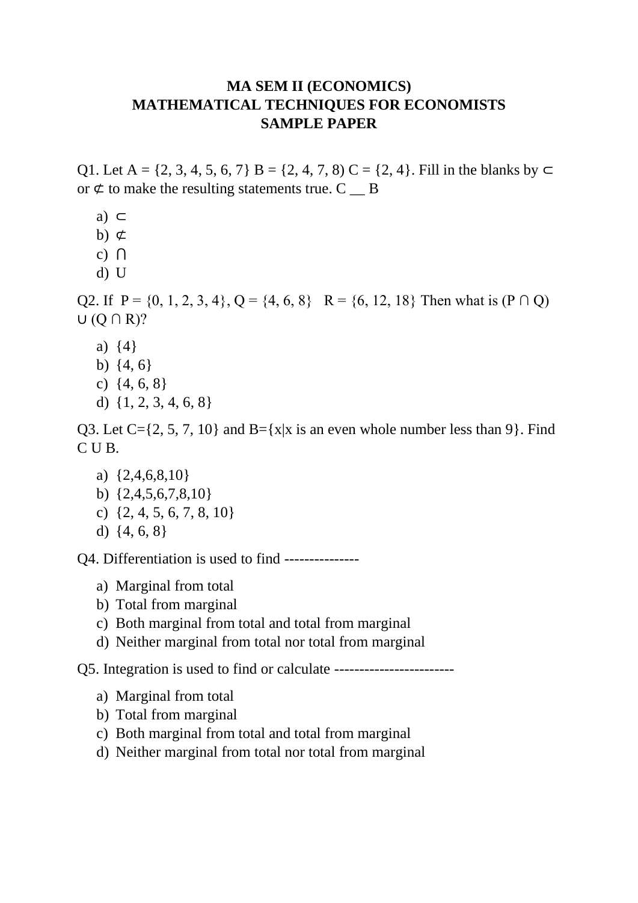# MA SEM II (ECONOMICS)
# MATHEMATICAL TECHNIQUES FOR ECONOMISTS
# SAMPLE PAPER

Q1. Let A = {2, 3, 4, 5, 6, 7} B = {2, 4, 7, 8) C = {2, 4}. Fill in the blanks by ⊂ or ⊄ to make the resulting statements true. C __ B

a) ⊂
b) ⊄
c) ⋂
d) U

Q2. If P = {0, 1, 2, 3, 4}, Q = {4, 6, 8}   R = {6, 12, 18} Then what is (P ∩ Q) ∪ (Q ∩ R)?

a) {4}
b) {4, 6}
c) {4, 6, 8}
d) {1, 2, 3, 4, 6, 8}

Q3. Let C={2, 5, 7, 10} and B={x|x is an even whole number less than 9}. Find C U B.

a) {2,4,6,8,10}
b) {2,4,5,6,7,8,10}
c) {2, 4, 5, 6, 7, 8, 10}
d) {4, 6, 8}

Q4. Differentiation is used to find ---------------

a) Marginal from total
b) Total from marginal
c) Both marginal from total and total from marginal
d) Neither marginal from total nor total from marginal

Q5. Integration is used to find or calculate ------------------------

a) Marginal from total
b) Total from marginal
c) Both marginal from total and total from marginal
d) Neither marginal from total nor total from marginal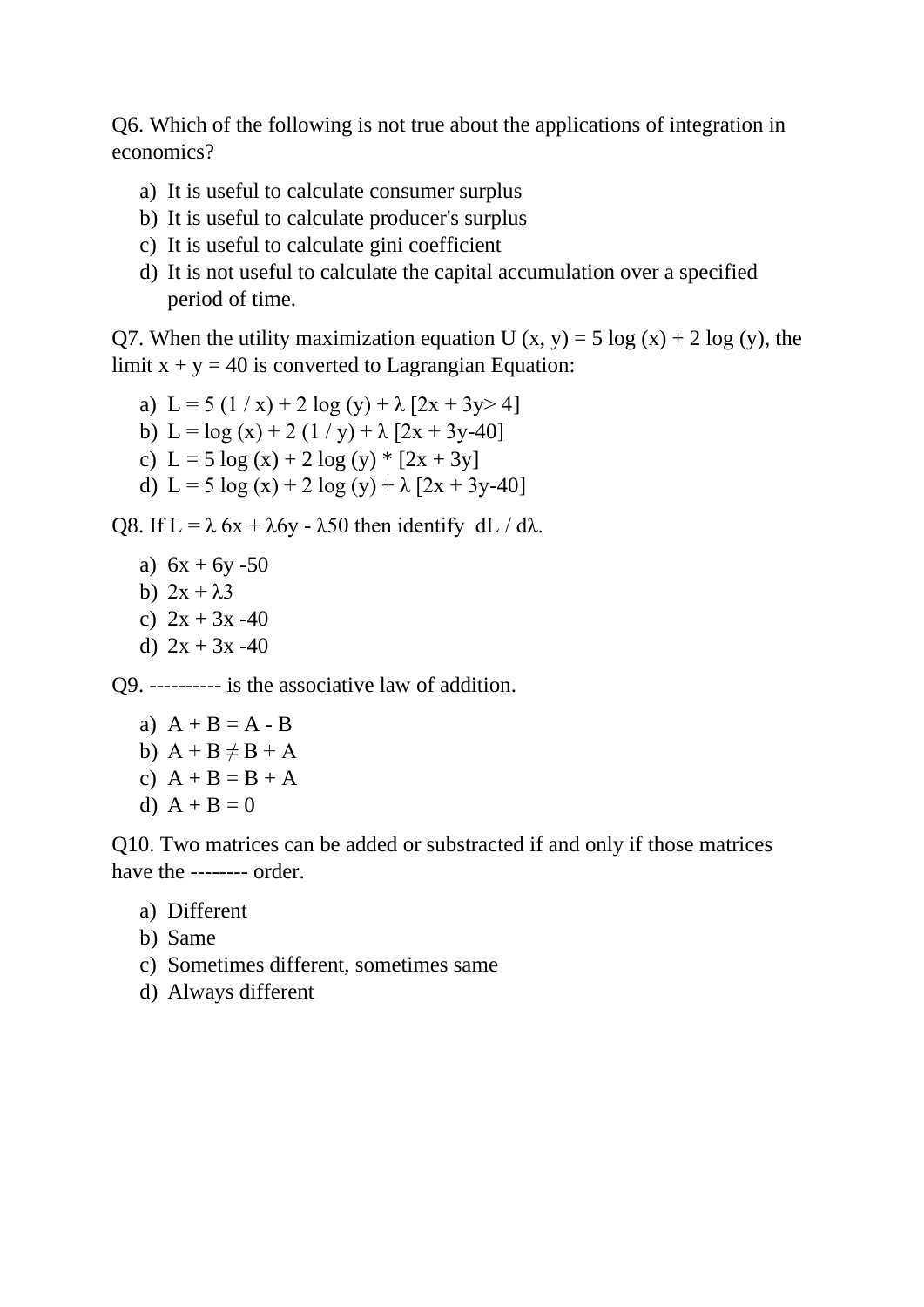Q6. Which of the following is not true about the applications of integration in economics?

a) It is useful to calculate consumer surplus
b) It is useful to calculate producer's surplus
c) It is useful to calculate gini coefficient
d) It is not useful to calculate the capital accumulation over a specified period of time.

Q7. When the utility maximization equation $U(x, y) = 5 \log(x) + 2 \log(y)$, the limit $x + y = 40$ is converted to Lagrangian Equation:

a) $L = 5(1/x) + 2 \log(y) + \lambda [2x + 3y > 4]$
b) $L = \log(x) + 2(1/y) + \lambda [2x + 3y - 40]$
c) $L = 5 \log(x) + 2 \log(y) * [2x + 3y]$
d) $L = 5 \log(x) + 2 \log(y) + \lambda [2x + 3y - 40]$

Q8. If $L = \lambda 6x + \lambda 6y - \lambda 50$ then identify $dL / d\lambda$.

a) $6x + 6y - 50$
b) $2x + \lambda 3$
c) $2x + 3x - 40$
d) $2x + 3x - 40$

Q9. ---------- is the associative law of addition.

a) $A + B = A - B$
b) $A + B \neq B + A$
c) $A + B = B + A$
d) $A + B = 0$

Q10. Two matrices can be added or substracted if and only if those matrices have the -------- order.

a) Different
b) Same
c) Sometimes different, sometimes same
d) Always different